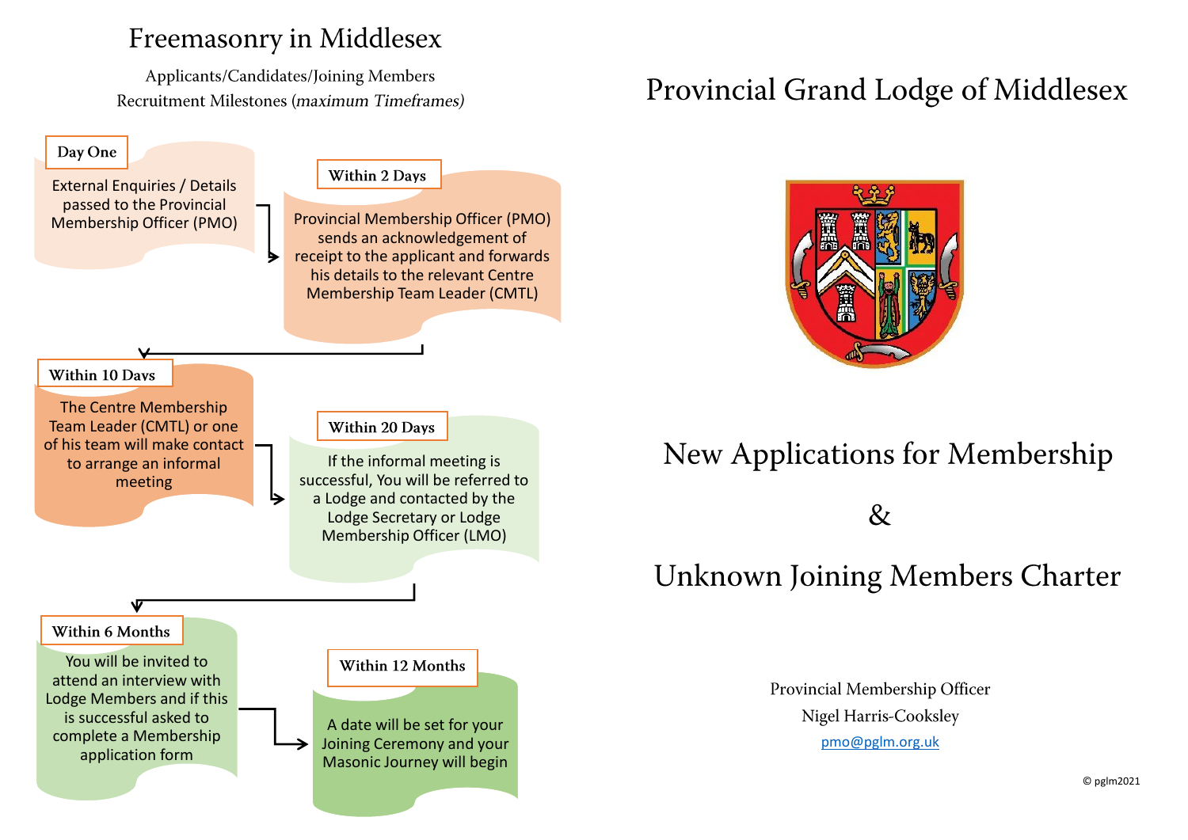# Freemasonry in Middlesex

Applicants/Candidates/Joining Members
Recruitment Milestones (*maximum Timeframes)*

**Day One**

External Enquiries / Details passed to the Provincial Membership Officer (PMO)

**Within 2 Days**

Provincial Membership Officer (PMO) sends an acknowledgement of receipt to the applicant and forwards his details to the relevant Centre Membership Team Leader (CMTL)

**Within 10 Days**

The Centre Membership Team Leader (CMTL) or one of his team will make contact to arrange an informal meeting

**Within 20 Days**

If the informal meeting is successful, You will be referred to a Lodge and contacted by the Lodge Secretary or Lodge Membership Officer (LMO)

**Within 6 Months**

You will be invited to attend an interview with Lodge Members and if this is successful asked to complete a Membership application form

**Within 12 Months**

A date will be set for your Joining Ceremony and your Masonic Journey will begin

# Provincial Grand Lodge of Middlesex

## New Applications for Membership

## &

## Unknown Joining Members Charter

Provincial Membership Officer
Nigel Harris-Cooksley
pmo@pglm.org.uk

© pglm2021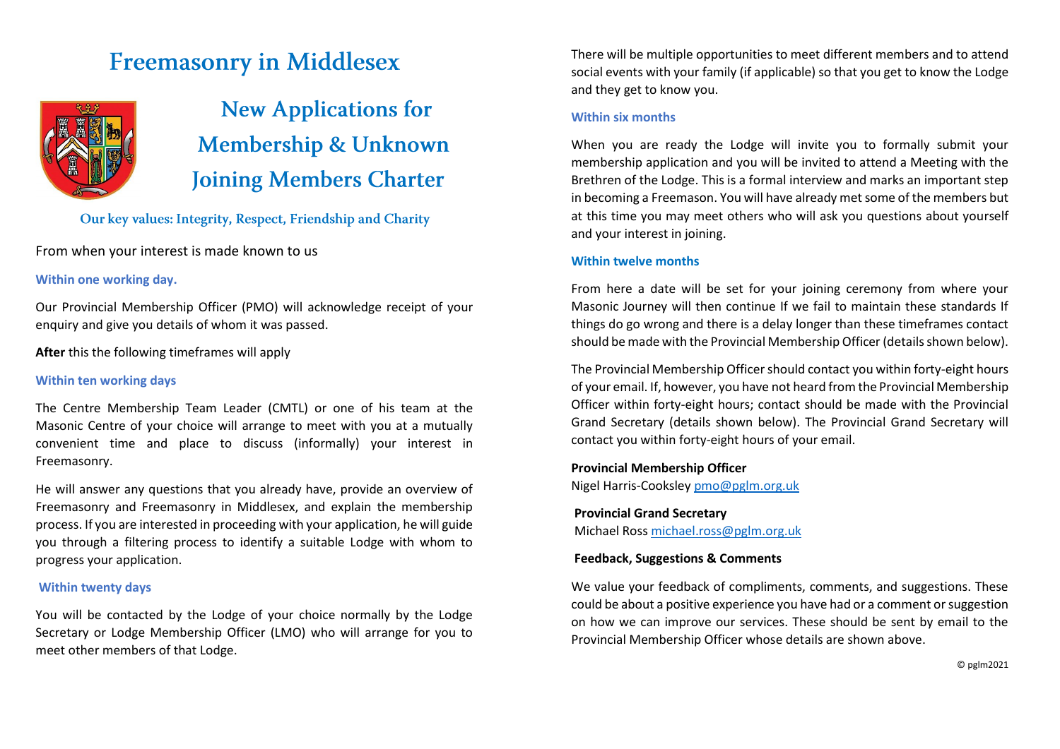# Freemasonry in Middlesex

## New Applications for Membership & Unknown Joining Members Charter

### Our key values: Integrity, Respect, Friendship and Charity

From when your interest is made known to us

#### Within one working day.

Our Provincial Membership Officer (PMO) will acknowledge receipt of your enquiry and give you details of whom it was passed.

**After** this the following timeframes will apply

#### Within ten working days

The Centre Membership Team Leader (CMTL) or one of his team at the Masonic Centre of your choice will arrange to meet with you at a mutually convenient time and place to discuss (informally) your interest in Freemasonry.

He will answer any questions that you already have, provide an overview of Freemasonry and Freemasonry in Middlesex, and explain the membership process. If you are interested in proceeding with your application, he will guide you through a filtering process to identify a suitable Lodge with whom to progress your application.

#### Within twenty days

You will be contacted by the Lodge of your choice normally by the Lodge Secretary or Lodge Membership Officer (LMO) who will arrange for you to meet other members of that Lodge.

There will be multiple opportunities to meet different members and to attend social events with your family (if applicable) so that you get to know the Lodge and they get to know you.

#### Within six months

When you are ready the Lodge will invite you to formally submit your membership application and you will be invited to attend a Meeting with the Brethren of the Lodge. This is a formal interview and marks an important step in becoming a Freemason. You will have already met some of the members but at this time you may meet others who will ask you questions about yourself and your interest in joining.

#### Within twelve months

From here a date will be set for your joining ceremony from where your Masonic Journey will then continue If we fail to maintain these standards If things do go wrong and there is a delay longer than these timeframes contact should be made with the Provincial Membership Officer (details shown below).

The Provincial Membership Officer should contact you within forty-eight hours of your email. If, however, you have not heard from the Provincial Membership Officer within forty-eight hours; contact should be made with the Provincial Grand Secretary (details shown below). The Provincial Grand Secretary will contact you within forty-eight hours of your email.

**Provincial Membership Officer**
Nigel Harris-Cooksley pmo@pglm.org.uk

**Provincial Grand Secretary**
Michael Ross michael.ross@pglm.org.uk

**Feedback, Suggestions & Comments**

We value your feedback of compliments, comments, and suggestions. These could be about a positive experience you have had or a comment or suggestion on how we can improve our services. These should be sent by email to the Provincial Membership Officer whose details are shown above.

© pglm2021